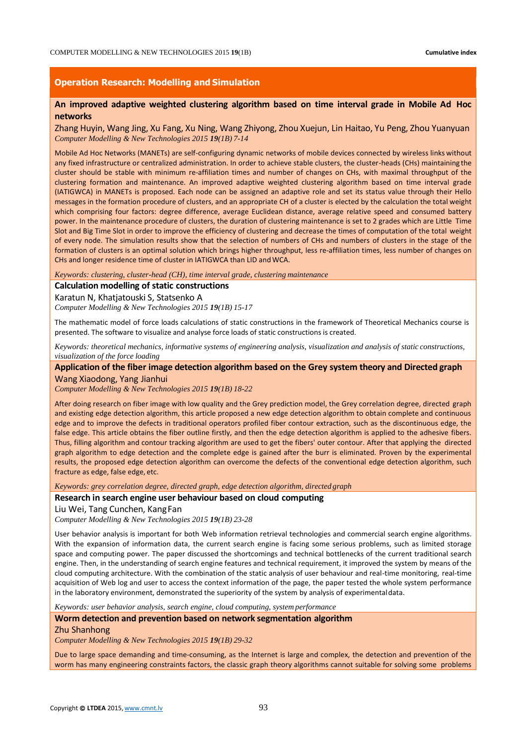## Operation Research: Modelling and Simulation

### An improved adaptive weighted clustering algorithm based on time interval grade in Mobile Ad Hoc networks

Zhang Huyin, Wang Jing, Xu Fang, Xu Ning, Wang Zhiyong, Zhou Xuejun, Lin Haitao, Yu Peng, Zhou Yuanyuan

*Computer Modelling & New Technologies 2015 **19**(1B) 7-14*

Mobile Ad Hoc Networks (MANETs) are self-configuring dynamic networks of mobile devices connected by wireless links without any fixed infrastructure or centralized administration. In order to achieve stable clusters, the cluster-heads (CHs) maintaining the cluster should be stable with minimum re-affiliation times and number of changes on CHs, with maximal throughput of the clustering formation and maintenance. An improved adaptive weighted clustering algorithm based on time interval grade (IATIGWCA) in MANETs is proposed. Each node can be assigned an adaptive role and set its status value through their Hello messages in the formation procedure of clusters, and an appropriate CH of a cluster is elected by the calculation the total weight which comprising four factors: degree difference, average Euclidean distance, average relative speed and consumed battery power. In the maintenance procedure of clusters, the duration of clustering maintenance is set to 2 grades which are Little Time Slot and Big Time Slot in order to improve the efficiency of clustering and decrease the times of computation of the total weight of every node. The simulation results show that the selection of numbers of CHs and numbers of clusters in the stage of the formation of clusters is an optimal solution which brings higher throughput, less re-affiliation times, less number of changes on CHs and longer residence time of cluster in IATIGWCA than LID and WCA.

*Keywords: clustering, cluster-head (CH), time interval grade, clustering maintenance*

### Calculation modelling of static constructions

Karatun N, Khatjatouski S, Statsenko A

*Computer Modelling & New Technologies 2015 **19**(1B) 15-17*

The mathematic model of force loads calculations of static constructions in the framework of Theoretical Mechanics course is presented. The software to visualize and analyse force loads of static constructions is created.

*Keywords: theoretical mechanics, informative systems of engineering analysis, visualization and analysis of static constructions, visualization of the force loading*

### Application of the fiber image detection algorithm based on the Grey system theory and Directed graph

Wang Xiaodong, Yang Jianhui

*Computer Modelling & New Technologies 2015 **19**(1B) 18-22*

After doing research on fiber image with low quality and the Grey prediction model, the Grey correlation degree, directed graph and existing edge detection algorithm, this article proposed a new edge detection algorithm to obtain complete and continuous edge and to improve the defects in traditional operators profiled fiber contour extraction, such as the discontinuous edge, the false edge. This article obtains the fiber outline firstly, and then the edge detection algorithm is applied to the adhesive fibers. Thus, filling algorithm and contour tracking algorithm are used to get the fibers' outer contour. After that applying the directed graph algorithm to edge detection and the complete edge is gained after the burr is eliminated. Proven by the experimental results, the proposed edge detection algorithm can overcome the defects of the conventional edge detection algorithm, such fracture as edge, false edge, etc.

*Keywords: grey correlation degree, directed graph, edge detection algorithm, directed graph*

### Research in search engine user behaviour based on cloud computing

Liu Wei, Tang Cunchen, Kang Fan

*Computer Modelling & New Technologies 2015 **19**(1B) 23-28*

User behavior analysis is important for both Web information retrieval technologies and commercial search engine algorithms. With the expansion of information data, the current search engine is facing some serious problems, such as limited storage space and computing power. The paper discussed the shortcomings and technical bottlenecks of the current traditional search engine. Then, in the understanding of search engine features and technical requirement, it improved the system by means of the cloud computing architecture. With the combination of the static analysis of user behaviour and real-time monitoring, real-time acquisition of Web log and user to access the context information of the page, the paper tested the whole system performance in the laboratory environment, demonstrated the superiority of the system by analysis of experimental data.

*Keywords: user behavior analysis, search engine, cloud computing, system performance*

### Worm detection and prevention based on network segmentation algorithm

Zhu Shanhong

*Computer Modelling & New Technologies 2015 **19**(1B) 29-32*

Due to large space demanding and time-consuming, as the Internet is large and complex, the detection and prevention of the worm has many engineering constraints factors, the classic graph theory algorithms cannot suitable for solving some problems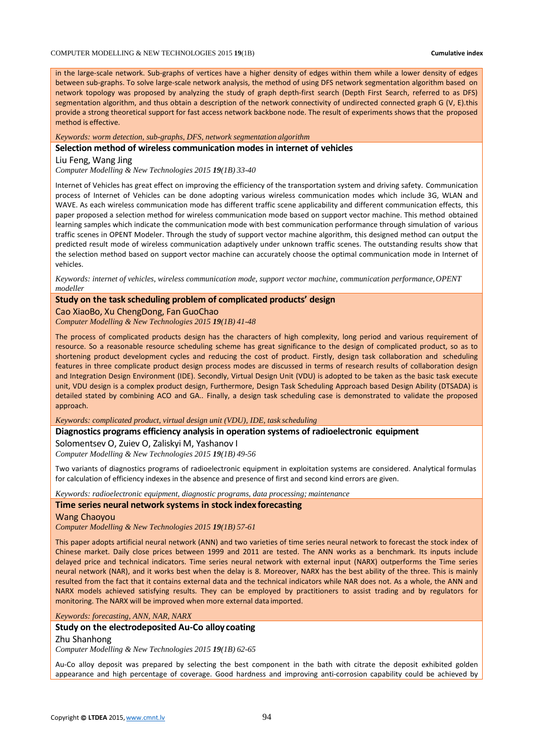in the large-scale network. Sub-graphs of vertices have a higher density of edges within them while a lower density of edges between sub-graphs. To solve large-scale network analysis, the method of using DFS network segmentation algorithm based on network topology was proposed by analyzing the study of graph depth-first search (Depth First Search, referred to as DFS) segmentation algorithm, and thus obtain a description of the network connectivity of undirected connected graph G (V, E).this provide a strong theoretical support for fast access network backbone node. The result of experiments shows that the proposed method is effective.

*Keywords: worm detection, sub-graphs, DFS, network segmentation algorithm*

### Selection method of wireless communication modes in internet of vehicles

Liu Feng, Wang Jing

*Computer Modelling & New Technologies 2015 **19**(1B) 33-40*

Internet of Vehicles has great effect on improving the efficiency of the transportation system and driving safety. Communication process of Internet of Vehicles can be done adopting various wireless communication modes which include 3G, WLAN and WAVE. As each wireless communication mode has different traffic scene applicability and different communication effects, this paper proposed a selection method for wireless communication mode based on support vector machine. This method obtained learning samples which indicate the communication mode with best communication performance through simulation of various traffic scenes in OPENT Modeler. Through the study of support vector machine algorithm, this designed method can output the predicted result mode of wireless communication adaptively under unknown traffic scenes. The outstanding results show that the selection method based on support vector machine can accurately choose the optimal communication mode in Internet of vehicles.

*Keywords: internet of vehicles, wireless communication mode, support vector machine, communication performance, OPENT modeller*

### Study on the task scheduling problem of complicated products' design

Cao XiaoBo, Xu ChengDong, Fan GuoChao

*Computer Modelling & New Technologies 2015 **19**(1B) 41-48*

The process of complicated products design has the characters of high complexity, long period and various requirement of resource. So a reasonable resource scheduling scheme has great significance to the design of complicated product, so as to shortening product development cycles and reducing the cost of product. Firstly, design task collaboration and scheduling features in three complicate product design process modes are discussed in terms of research results of collaboration design and Integration Design Environment (IDE). Secondly, Virtual Design Unit (VDU) is adopted to be taken as the basic task execute unit, VDU design is a complex product design, Furthermore, Design Task Scheduling Approach based Design Ability (DTSADA) is detailed stated by combining ACO and GA.. Finally, a design task scheduling case is demonstrated to validate the proposed approach.

*Keywords: complicated product, virtual design unit (VDU), IDE, task scheduling*

### Diagnostics programs efficiency analysis in operation systems of radioelectronic equipment

Solomentsev O, Zuiev O, Zaliskyi M, Yashanov I

*Computer Modelling & New Technologies 2015 **19**(1B) 49-56*

Two variants of diagnostics programs of radioelectronic equipment in exploitation systems are considered. Analytical formulas for calculation of efficiency indexes in the absence and presence of first and second kind errors are given.

*Keywords: radioelectronic equipment, diagnostic programs, data processing; maintenance*

### Time series neural network systems in stock index forecasting

Wang Chaoyou

*Computer Modelling & New Technologies 2015 **19**(1B) 57-61*

This paper adopts artificial neural network (ANN) and two varieties of time series neural network to forecast the stock index of Chinese market. Daily close prices between 1999 and 2011 are tested. The ANN works as a benchmark. Its inputs include delayed price and technical indicators. Time series neural network with external input (NARX) outperforms the Time series neural network (NAR), and it works best when the delay is 8. Moreover, NARX has the best ability of the three. This is mainly resulted from the fact that it contains external data and the technical indicators while NAR does not. As a whole, the ANN and NARX models achieved satisfying results. They can be employed by practitioners to assist trading and by regulators for monitoring. The NARX will be improved when more external data imported.

*Keywords: forecasting, ANN, NAR, NARX*

### Study on the electrodeposited Au-Co alloy coating

Zhu Shanhong

*Computer Modelling & New Technologies 2015 **19**(1B) 62-65*

Au-Co alloy deposit was prepared by selecting the best component in the bath with citrate the deposit exhibited golden appearance and high percentage of coverage. Good hardness and improving anti-corrosion capability could be achieved by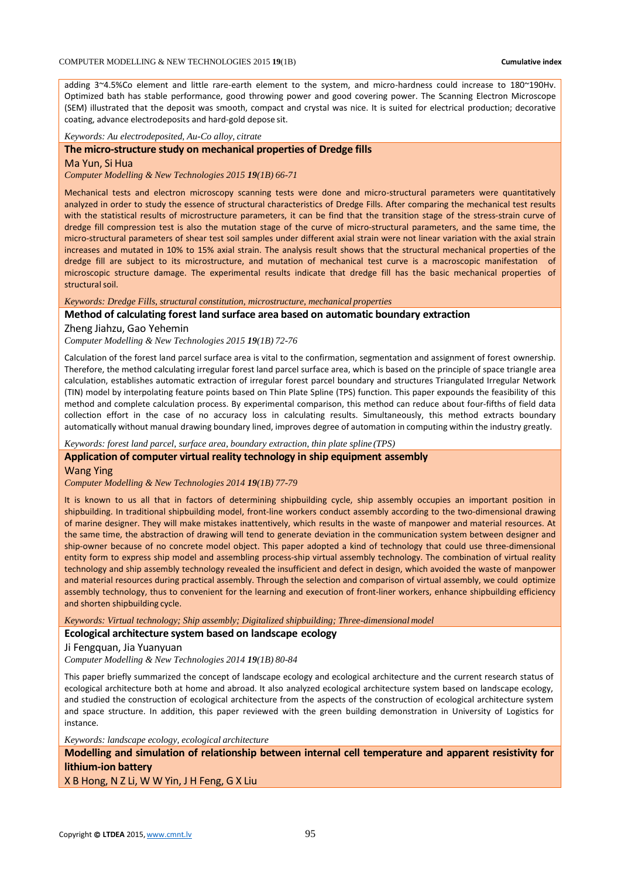adding 3~4.5%Co element and little rare-earth element to the system, and micro-hardness could increase to 180~190Hv. Optimized bath has stable performance, good throwing power and good covering power. The Scanning Electron Microscope (SEM) illustrated that the deposit was smooth, compact and crystal was nice. It is suited for electrical production; decorative coating, advance electrodeposits and hard-gold depose sit.

*Keywords: Au electrodeposited, Au-Co alloy, citrate*

**The micro-structure study on mechanical properties of Dredge fills**

Ma Yun, Si Hua

*Computer Modelling & New Technologies 2015 **19**(1B) 66-71*

Mechanical tests and electron microscopy scanning tests were done and micro-structural parameters were quantitatively analyzed in order to study the essence of structural characteristics of Dredge Fills. After comparing the mechanical test results with the statistical results of microstructure parameters, it can be find that the transition stage of the stress-strain curve of dredge fill compression test is also the mutation stage of the curve of micro-structural parameters, and the same time, the micro-structural parameters of shear test soil samples under different axial strain were not linear variation with the axial strain increases and mutated in 10% to 15% axial strain. The analysis result shows that the structural mechanical properties of the dredge fill are subject to its microstructure, and mutation of mechanical test curve is a macroscopic manifestation of microscopic structure damage. The experimental results indicate that dredge fill has the basic mechanical properties of structural soil.

*Keywords: Dredge Fills, structural constitution, microstructure, mechanical properties*

**Method of calculating forest land surface area based on automatic boundary extraction**

Zheng Jiahzu, Gao Yehemin

*Computer Modelling & New Technologies 2015 **19**(1B) 72-76*

Calculation of the forest land parcel surface area is vital to the confirmation, segmentation and assignment of forest ownership. Therefore, the method calculating irregular forest land parcel surface area, which is based on the principle of space triangle area calculation, establishes automatic extraction of irregular forest parcel boundary and structures Triangulated Irregular Network (TIN) model by interpolating feature points based on Thin Plate Spline (TPS) function. This paper expounds the feasibility of this method and complete calculation process. By experimental comparison, this method can reduce about four-fifths of field data collection effort in the case of no accuracy loss in calculating results. Simultaneously, this method extracts boundary automatically without manual drawing boundary lined, improves degree of automation in computing within the industry greatly.

*Keywords: forest land parcel, surface area, boundary extraction, thin plate spline (TPS)*

**Application of computer virtual reality technology in ship equipment assembly**

Wang Ying

*Computer Modelling & New Technologies 2014 **19**(1B) 77-79*

It is known to us all that in factors of determining shipbuilding cycle, ship assembly occupies an important position in shipbuilding. In traditional shipbuilding model, front-line workers conduct assembly according to the two-dimensional drawing of marine designer. They will make mistakes inattentively, which results in the waste of manpower and material resources. At the same time, the abstraction of drawing will tend to generate deviation in the communication system between designer and ship-owner because of no concrete model object. This paper adopted a kind of technology that could use three-dimensional entity form to express ship model and assembling process-ship virtual assembly technology. The combination of virtual reality technology and ship assembly technology revealed the insufficient and defect in design, which avoided the waste of manpower and material resources during practical assembly. Through the selection and comparison of virtual assembly, we could optimize assembly technology, thus to convenient for the learning and execution of front-liner workers, enhance shipbuilding efficiency and shorten shipbuilding cycle.

*Keywords: Virtual technology; Ship assembly; Digitalized shipbuilding; Three-dimensional model*

**Ecological architecture system based on landscape ecology**

Ji Fengquan, Jia Yuanyuan

*Computer Modelling & New Technologies 2014 **19**(1B) 80-84*

This paper briefly summarized the concept of landscape ecology and ecological architecture and the current research status of ecological architecture both at home and abroad. It also analyzed ecological architecture system based on landscape ecology, and studied the construction of ecological architecture from the aspects of the construction of ecological architecture system and space structure. In addition, this paper reviewed with the green building demonstration in University of Logistics for instance.

*Keywords: landscape ecology, ecological architecture*

**Modelling and simulation of relationship between internal cell temperature and apparent resistivity for lithium-ion battery**

X B Hong, N Z Li, W W Yin, J H Feng, G X Liu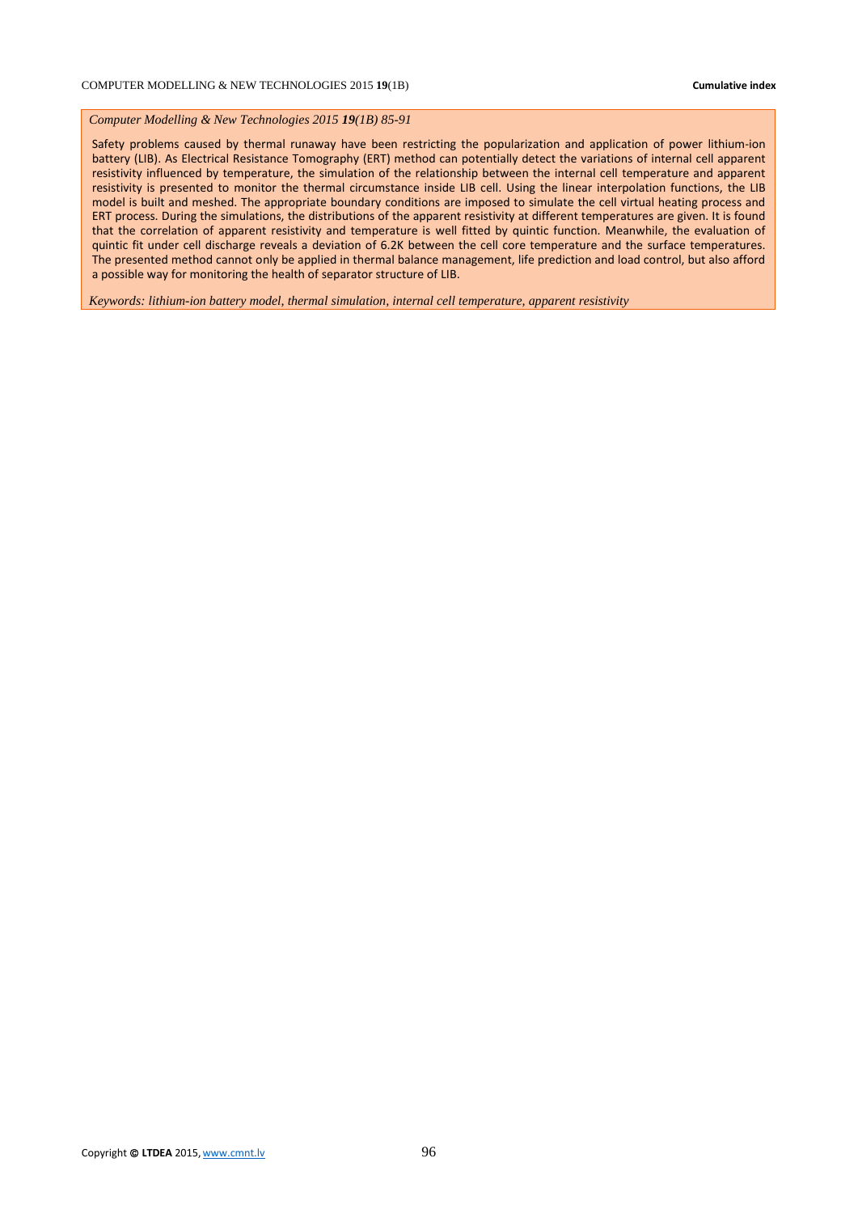*Computer Modelling & New Technologies 2015 **19**(1B) 85-91*

Safety problems caused by thermal runaway have been restricting the popularization and application of power lithium-ion battery (LIB). As Electrical Resistance Tomography (ERT) method can potentially detect the variations of internal cell apparent resistivity influenced by temperature, the simulation of the relationship between the internal cell temperature and apparent resistivity is presented to monitor the thermal circumstance inside LIB cell. Using the linear interpolation functions, the LIB model is built and meshed. The appropriate boundary conditions are imposed to simulate the cell virtual heating process and ERT process. During the simulations, the distributions of the apparent resistivity at different temperatures are given. It is found that the correlation of apparent resistivity and temperature is well fitted by quintic function. Meanwhile, the evaluation of quintic fit under cell discharge reveals a deviation of 6.2K between the cell core temperature and the surface temperatures. The presented method cannot only be applied in thermal balance management, life prediction and load control, but also afford a possible way for monitoring the health of separator structure of LIB.

*Keywords: lithium-ion battery model, thermal simulation, internal cell temperature, apparent resistivity*